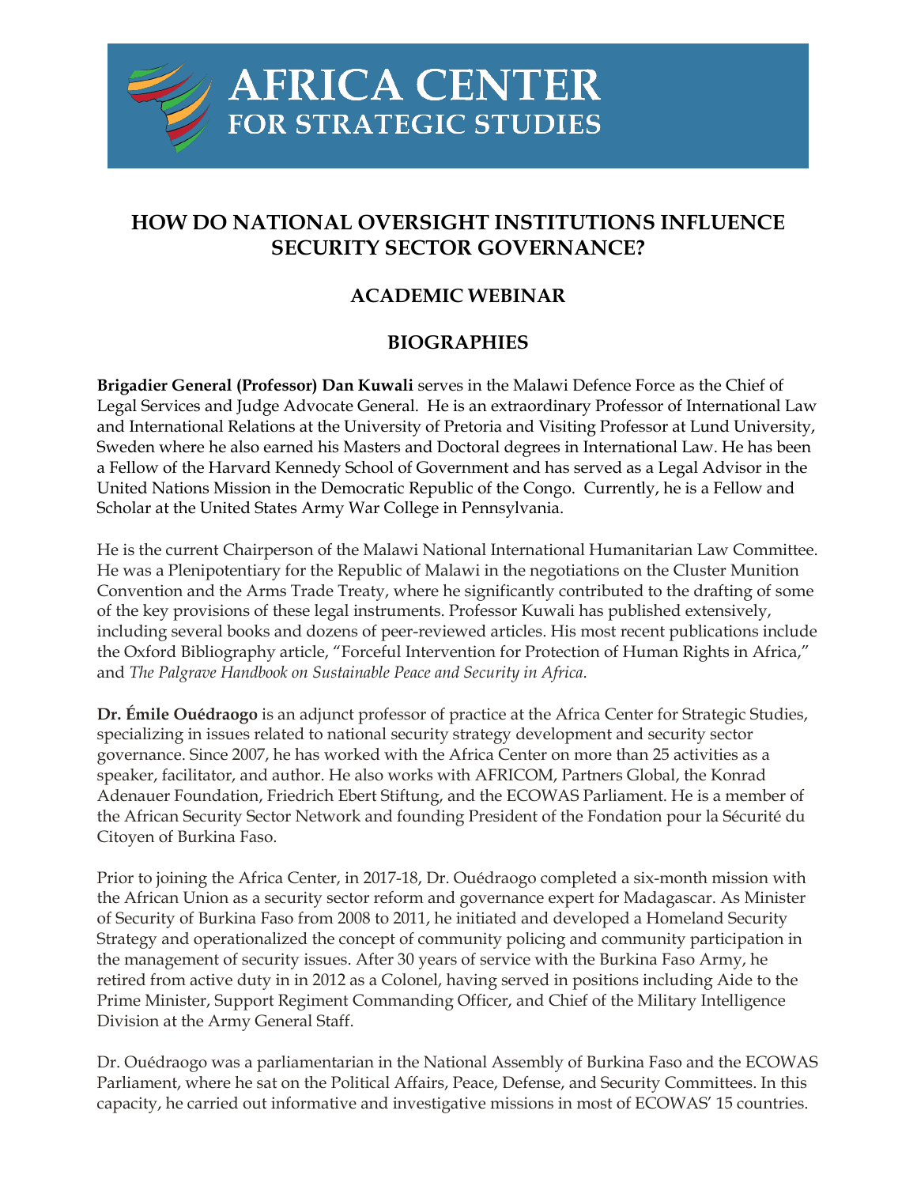AFRICA CENTER
FOR STRATEGIC STUDIES

# HOW DO NATIONAL OVERSIGHT INSTITUTIONS INFLUENCE SECURITY SECTOR GOVERNANCE?

## ACADEMIC WEBINAR

## BIOGRAPHIES

**Brigadier General (Professor) Dan Kuwali** serves in the Malawi Defence Force as the Chief of Legal Services and Judge Advocate General. He is an extraordinary Professor of International Law and International Relations at the University of Pretoria and Visiting Professor at Lund University, Sweden where he also earned his Masters and Doctoral degrees in International Law. He has been a Fellow of the Harvard Kennedy School of Government and has served as a Legal Advisor in the United Nations Mission in the Democratic Republic of the Congo. Currently, he is a Fellow and Scholar at the United States Army War College in Pennsylvania.

He is the current Chairperson of the Malawi National International Humanitarian Law Committee. He was a Plenipotentiary for the Republic of Malawi in the negotiations on the Cluster Munition Convention and the Arms Trade Treaty, where he significantly contributed to the drafting of some of the key provisions of these legal instruments. Professor Kuwali has published extensively, including several books and dozens of peer-reviewed articles. His most recent publications include the Oxford Bibliography article, "Forceful Intervention for Protection of Human Rights in Africa," and *The Palgrave Handbook on Sustainable Peace and Security in Africa*.

**Dr. Émile Ouédraogo** is an adjunct professor of practice at the Africa Center for Strategic Studies, specializing in issues related to national security strategy development and security sector governance. Since 2007, he has worked with the Africa Center on more than 25 activities as a speaker, facilitator, and author. He also works with AFRICOM, Partners Global, the Konrad Adenauer Foundation, Friedrich Ebert Stiftung, and the ECOWAS Parliament. He is a member of the African Security Sector Network and founding President of the Fondation pour la Sécurité du Citoyen of Burkina Faso.

Prior to joining the Africa Center, in 2017-18, Dr. Ouédraogo completed a six-month mission with the African Union as a security sector reform and governance expert for Madagascar. As Minister of Security of Burkina Faso from 2008 to 2011, he initiated and developed a Homeland Security Strategy and operationalized the concept of community policing and community participation in the management of security issues. After 30 years of service with the Burkina Faso Army, he retired from active duty in in 2012 as a Colonel, having served in positions including Aide to the Prime Minister, Support Regiment Commanding Officer, and Chief of the Military Intelligence Division at the Army General Staff.

Dr. Ouédraogo was a parliamentarian in the National Assembly of Burkina Faso and the ECOWAS Parliament, where he sat on the Political Affairs, Peace, Defense, and Security Committees. In this capacity, he carried out informative and investigative missions in most of ECOWAS' 15 countries.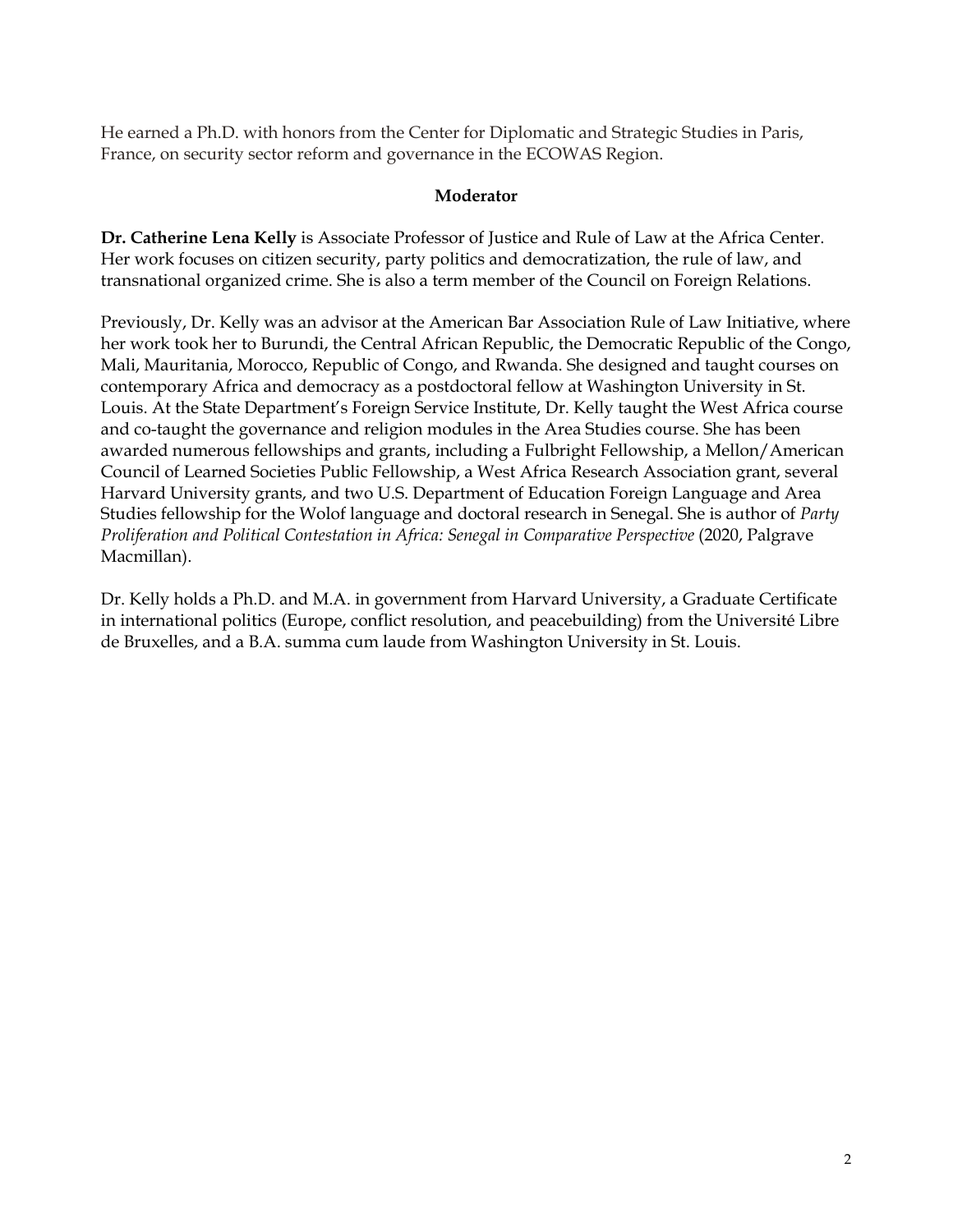He earned a Ph.D. with honors from the Center for Diplomatic and Strategic Studies in Paris, France, on security sector reform and governance in the ECOWAS Region.

## Moderator

**Dr. Catherine Lena Kelly** is Associate Professor of Justice and Rule of Law at the Africa Center. Her work focuses on citizen security, party politics and democratization, the rule of law, and transnational organized crime. She is also a term member of the Council on Foreign Relations.

Previously, Dr. Kelly was an advisor at the American Bar Association Rule of Law Initiative, where her work took her to Burundi, the Central African Republic, the Democratic Republic of the Congo, Mali, Mauritania, Morocco, Republic of Congo, and Rwanda. She designed and taught courses on contemporary Africa and democracy as a postdoctoral fellow at Washington University in St. Louis. At the State Department's Foreign Service Institute, Dr. Kelly taught the West Africa course and co-taught the governance and religion modules in the Area Studies course. She has been awarded numerous fellowships and grants, including a Fulbright Fellowship, a Mellon/American Council of Learned Societies Public Fellowship, a West Africa Research Association grant, several Harvard University grants, and two U.S. Department of Education Foreign Language and Area Studies fellowship for the Wolof language and doctoral research in Senegal. She is author of *Party Proliferation and Political Contestation in Africa: Senegal in Comparative Perspective* (2020, Palgrave Macmillan).

Dr. Kelly holds a Ph.D. and M.A. in government from Harvard University, a Graduate Certificate in international politics (Europe, conflict resolution, and peacebuilding) from the Université Libre de Bruxelles, and a B.A. summa cum laude from Washington University in St. Louis.